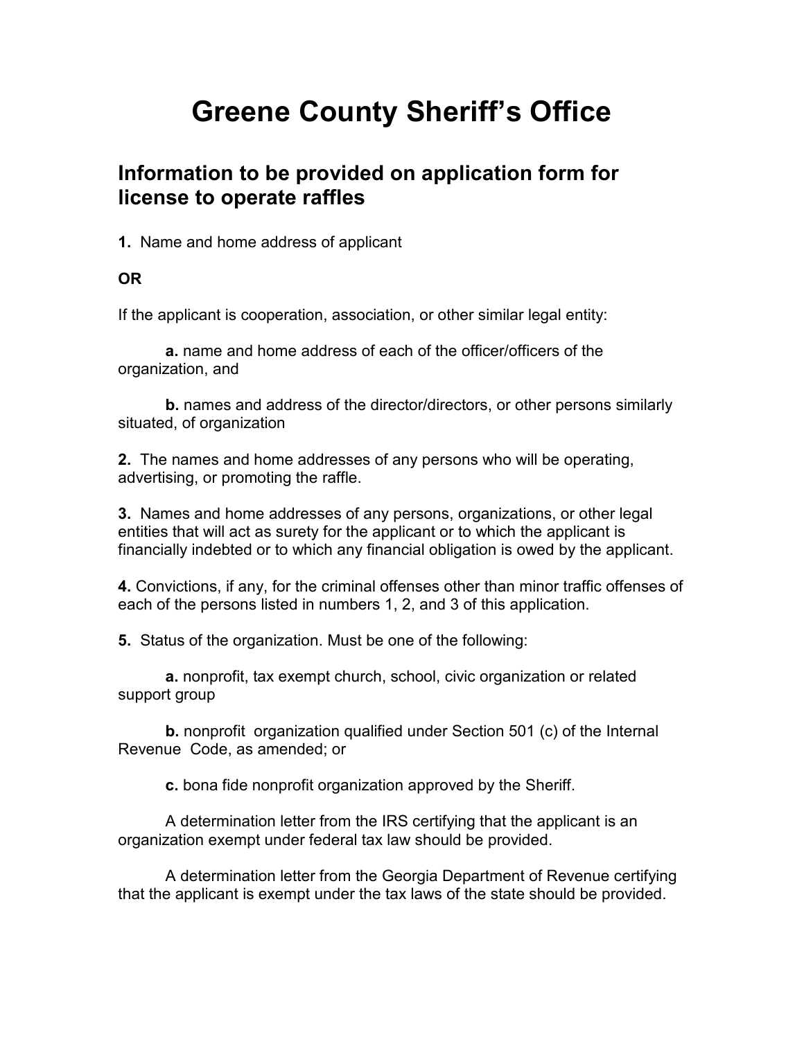# Greene County Sheriff's Office

## Information to be provided on application form for license to operate raffles

**1.** Name and home address of applicant

**OR**

If the applicant is cooperation, association, or other similar legal entity:

**a.** name and home address of each of the officer/officers of the organization, and

**b.** names and address of the director/directors, or other persons similarly situated, of organization

**2.** The names and home addresses of any persons who will be operating, advertising, or promoting the raffle.

**3.** Names and home addresses of any persons, organizations, or other legal entities that will act as surety for the applicant or to which the applicant is financially indebted or to which any financial obligation is owed by the applicant.

**4.** Convictions, if any, for the criminal offenses other than minor traffic offenses of each of the persons listed in numbers 1, 2, and 3 of this application.

**5.** Status of the organization. Must be one of the following:

**a.** nonprofit, tax exempt church, school, civic organization or related support group

**b.** nonprofit organization qualified under Section 501 (c) of the Internal Revenue Code, as amended; or

**c.** bona fide nonprofit organization approved by the Sheriff.

A determination letter from the IRS certifying that the applicant is an organization exempt under federal tax law should be provided.

A determination letter from the Georgia Department of Revenue certifying that the applicant is exempt under the tax laws of the state should be provided.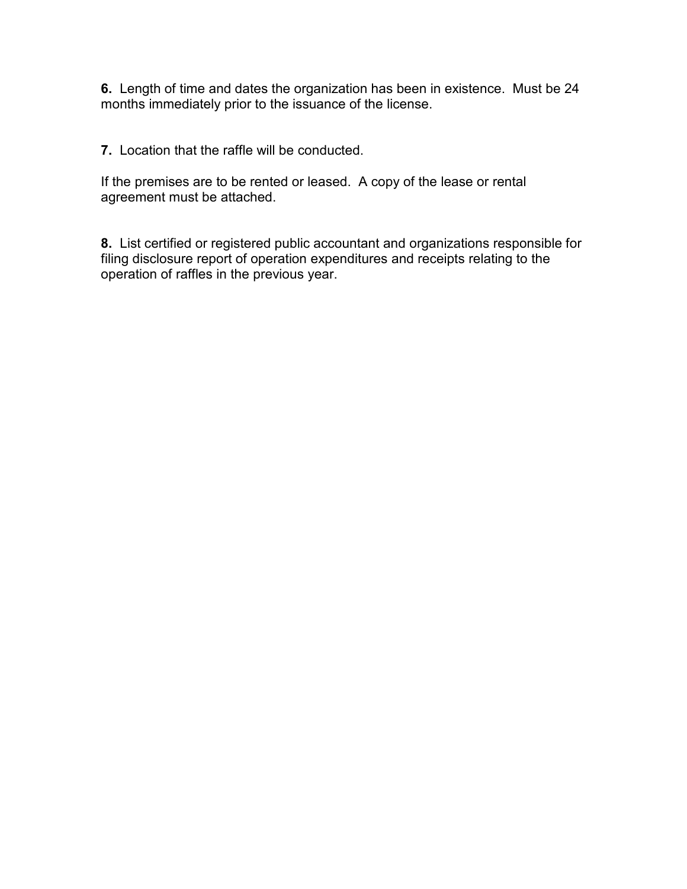**6.** Length of time and dates the organization has been in existence. Must be 24 months immediately prior to the issuance of the license.

**7.** Location that the raffle will be conducted.

If the premises are to be rented or leased. A copy of the lease or rental agreement must be attached.

**8.** List certified or registered public accountant and organizations responsible for filing disclosure report of operation expenditures and receipts relating to the operation of raffles in the previous year.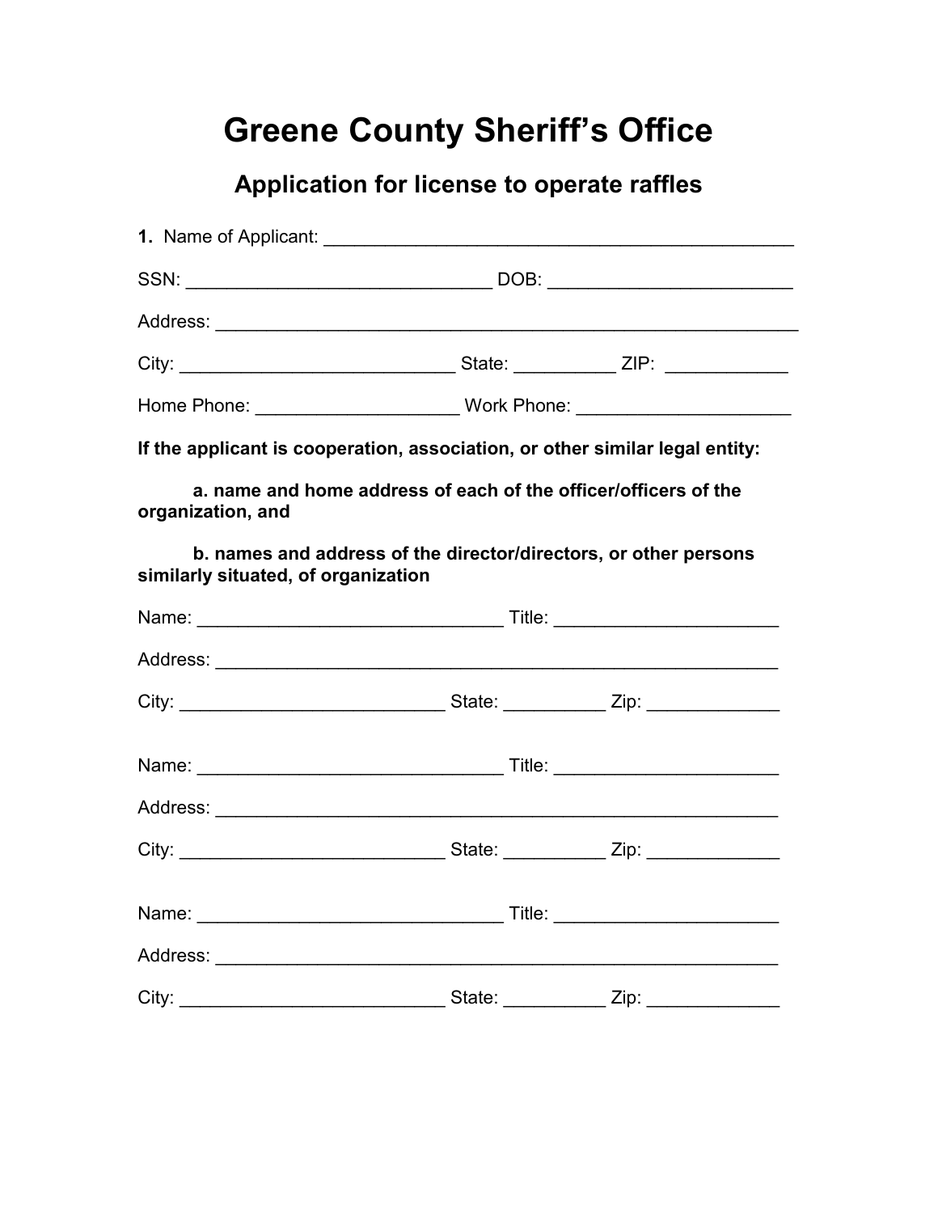# Greene County Sheriff's Office

## Application for license to operate raffles

**1.** Name of Applicant: ______________________________________________

SSN: ______________________________ DOB: ________________________

Address: __________________________________________________________

City: ___________________________ State: __________ ZIP: ____________

Home Phone: ___________________ Work Phone: _____________________

**If the applicant is cooperation, association, or other similar legal entity:**

**a. name and home address of each of the officer/officers of the organization, and**

**b. names and address of the director/directors, or other persons similarly situated, of organization**

Name: ______________________________ Title: ______________________

Address: ________________________________________________________

City: __________________________ State: __________ Zip: _____________

Name: ______________________________ Title: ______________________

Address: ________________________________________________________

City: __________________________ State: __________ Zip: _____________

Name: ______________________________ Title: ______________________

Address: ________________________________________________________

City: __________________________ State: __________ Zip: _____________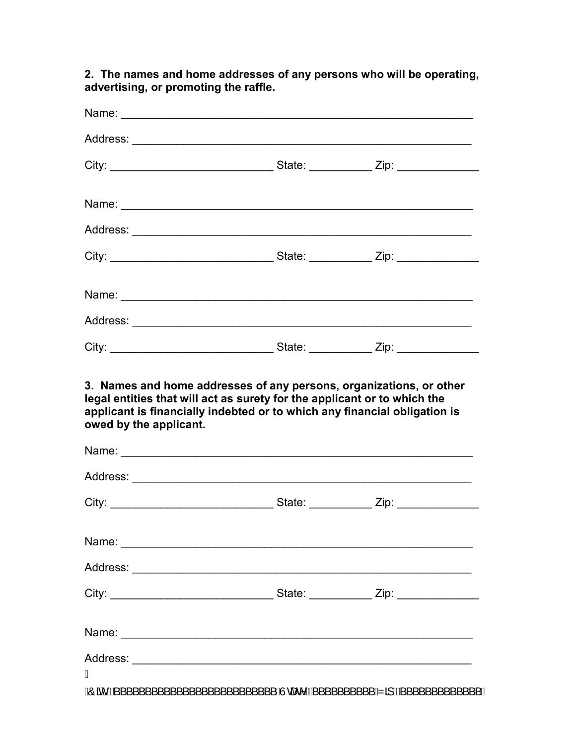**2. The names and home addresses of any persons who will be operating, advertising, or promoting the raffle.**

Name: ___________________________________________________________

Address: _________________________________________________________

City: ___________________________ State: __________ Zip: _____________

Name: ___________________________________________________________

Address: _________________________________________________________

City: ___________________________ State: __________ Zip: _____________

Name: ___________________________________________________________

Address: _________________________________________________________

City: ___________________________ State: __________ Zip: _____________

**3. Names and home addresses of any persons, organizations, or other legal entities that will act as surety for the applicant or to which the applicant is financially indebted or to which any financial obligation is owed by the applicant.**

Name: ___________________________________________________________

Address: _________________________________________________________

City: ___________________________ State: __________ Zip: _____________

Name: ___________________________________________________________

Address: _________________________________________________________

City: ___________________________ State: __________ Zip: _____________

Name: ___________________________________________________________

Address: _________________________________________________________

City: ___________________________ State: __________ Zip: _____________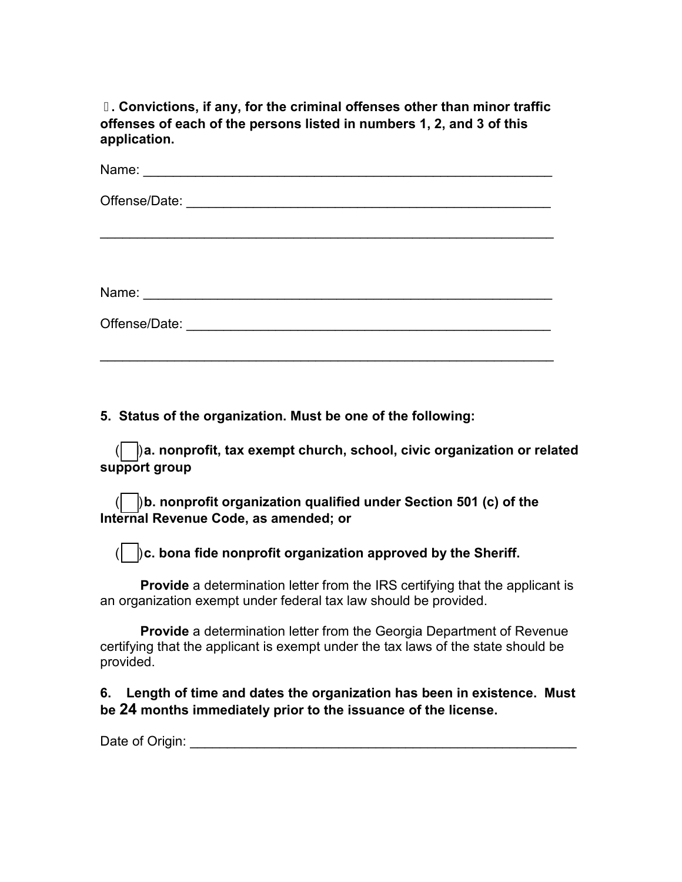. **Convictions, if any, for the criminal offenses other than minor traffic offenses of each of the persons listed in numbers 1, 2, and 3 of this application.**

Name: _______________________________________________________

Offense/Date: __________________________________________________

_____________________________________________________________

Name: _______________________________________________________

Offense/Date: __________________________________________________

_____________________________________________________________

**5. Status of the organization. Must be one of the following:**

( ☐ ) **a. nonprofit, tax exempt church, school, civic organization or related support group**

( ☐ ) **b. nonprofit organization qualified under Section 501 (c) of the Internal Revenue Code, as amended; or**

( ☐ ) **c. bona fide nonprofit organization approved by the Sheriff.**

**Provide** a determination letter from the IRS certifying that the applicant is an organization exempt under federal tax law should be provided.

**Provide** a determination letter from the Georgia Department of Revenue certifying that the applicant is exempt under the tax laws of the state should be provided.

**6. Length of time and dates the organization has been in existence. Must be 24 months immediately prior to the issuance of the license.**

Date of Origin: _________________________________________________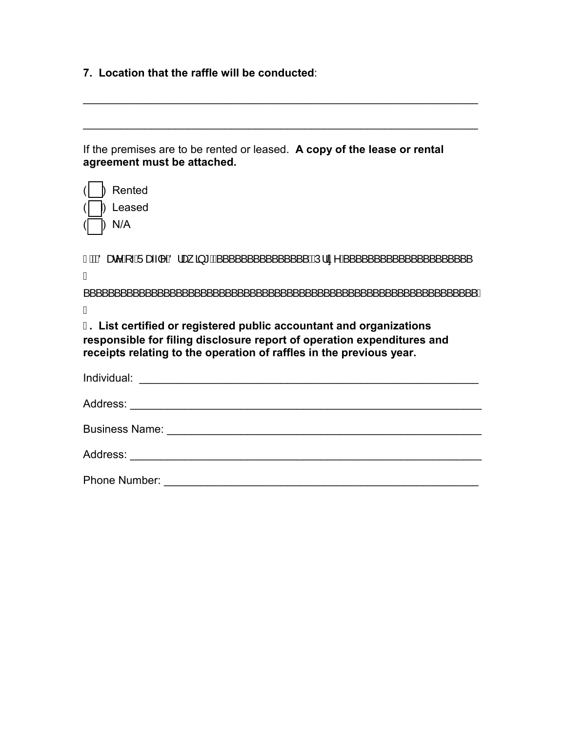**7. Location that the raffle will be conducted**:

________________________________________________________________

________________________________________________________________

If the premises are to be rented or leased. **A copy of the lease or rental agreement must be attached.**

( ) Rented
( ) Leased
( ) N/A

8. Date of Raffle Drawing: ________________ Prize: ____________________

________________________________________________________________

**9. List certified or registered public accountant and organizations responsible for filing disclosure report of operation expenditures and receipts relating to the operation of raffles in the previous year.**

Individual: ________________________________________________________

Address: __________________________________________________________

Business Name: ____________________________________________________

Address: __________________________________________________________

Phone Number: ____________________________________________________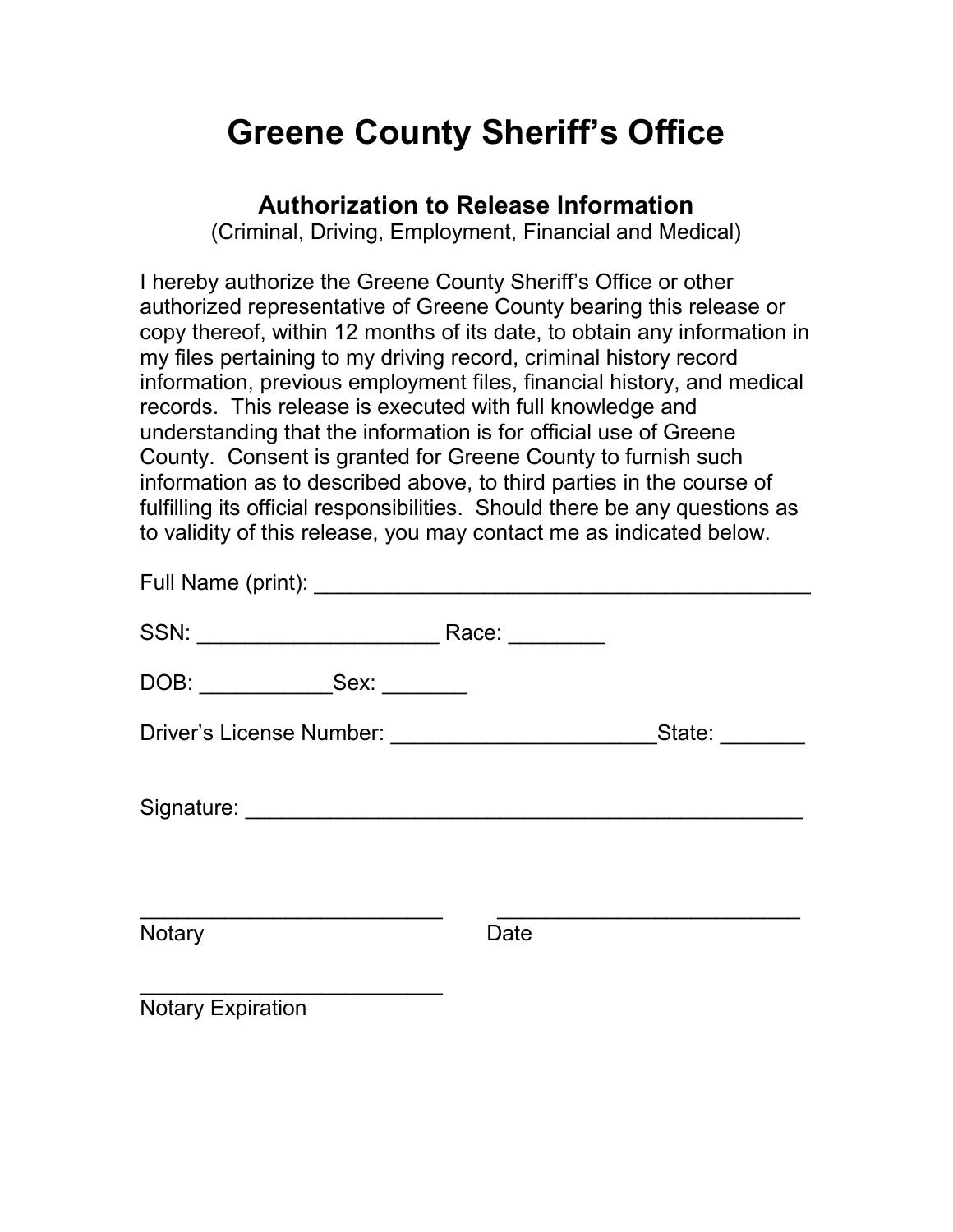# Greene County Sheriff's Office

## Authorization to Release Information

(Criminal, Driving, Employment, Financial and Medical)

I hereby authorize the Greene County Sheriff's Office or other authorized representative of Greene County bearing this release or copy thereof, within 12 months of its date, to obtain any information in my files pertaining to my driving record, criminal history record information, previous employment files, financial history, and medical records. This release is executed with full knowledge and understanding that the information is for official use of Greene County. Consent is granted for Greene County to furnish such information as to described above, to third parties in the course of fulfilling its official responsibilities. Should there be any questions as to validity of this release, you may contact me as indicated below.

Full Name (print): ________________________________________

SSN: ____________________ Race: ________

DOB: ___________Sex: _______

Driver's License Number: ______________________State: _______

Signature: ______________________________________________

_________________________ _________________________
Notary Date

_________________________
Notary Expiration